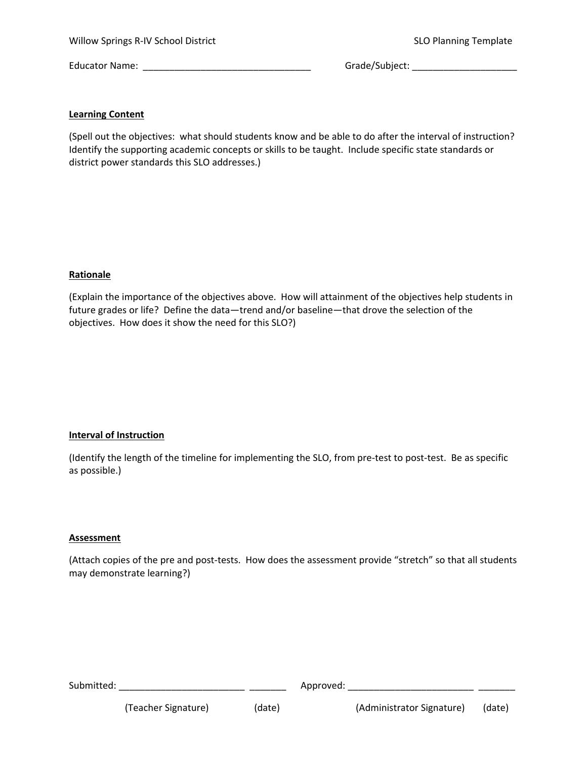Willow Springs R-IV School District SLO Planning Template

Educator Name: ________________________________ Grade/Subject: ____________________

**Learning Content**

(Spell out the objectives: what should students know and be able to do after the interval of instruction? Identify the supporting academic concepts or skills to be taught. Include specific state standards or district power standards this SLO addresses.)

**Rationale**

(Explain the importance of the objectives above. How will attainment of the objectives help students in future grades or life? Define the data—trend and/or baseline—that drove the selection of the objectives. How does it show the need for this SLO?)

**Interval of Instruction**

(Identify the length of the timeline for implementing the SLO, from pre-test to post-test. Be as specific as possible.)

**Assessment**

(Attach copies of the pre and post-tests. How does the assessment provide "stretch" so that all students may demonstrate learning?)

Submitted: ________________________ _______ Approved: ________________________ _______

(Teacher Signature) (date) (Administrator Signature) (date)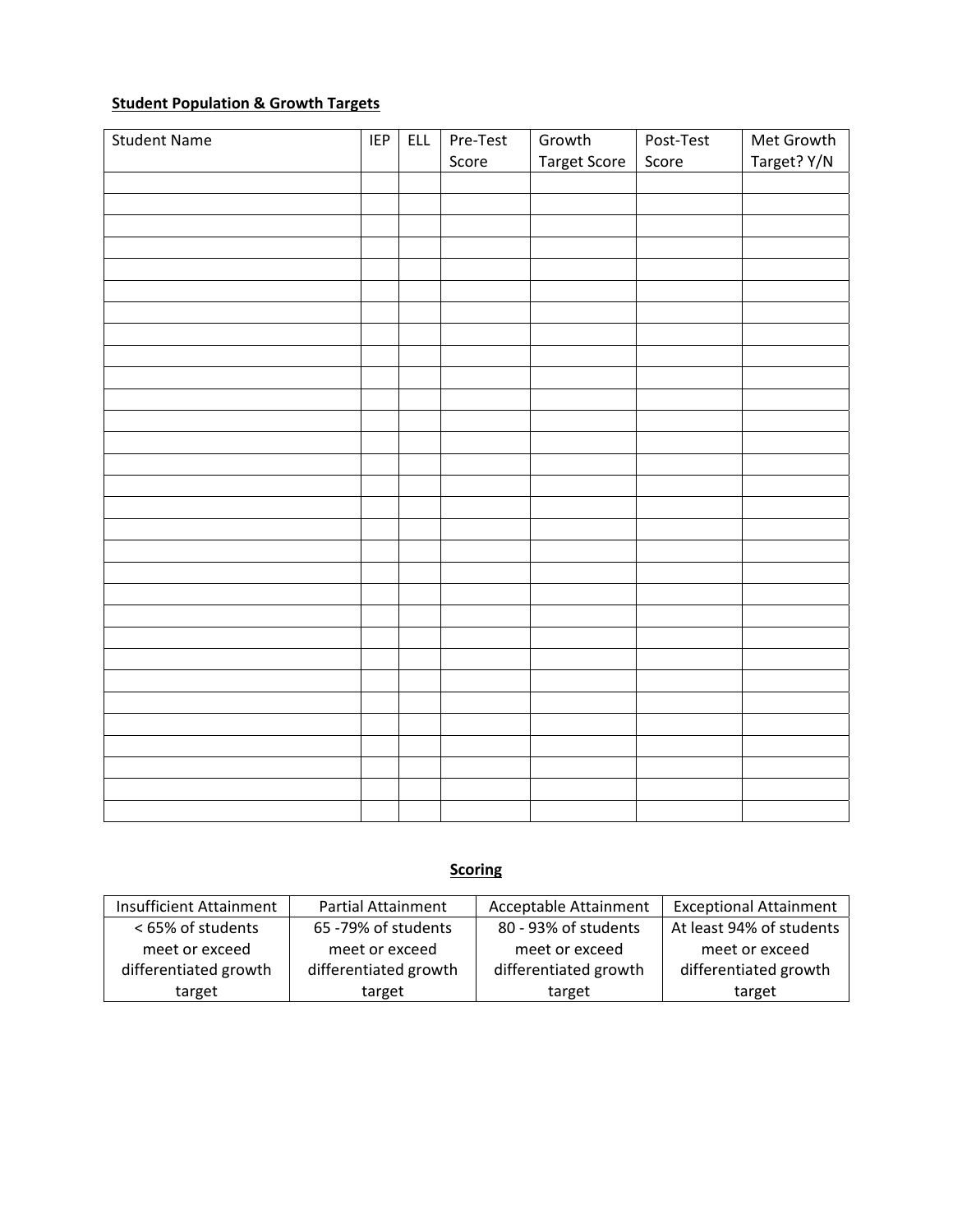**Student Population & Growth Targets**

| Student Name | IEP | ELL | Pre-Test Score | Growth Target Score | Post-Test Score | Met Growth Target? Y/N |
|---|---|---|---|---|---|---|
| | | | | | | |
| | | | | | | |
| | | | | | | |
| | | | | | | |
| | | | | | | |
| | | | | | | |
| | | | | | | |
| | | | | | | |
| | | | | | | |
| | | | | | | |
| | | | | | | |
| | | | | | | |
| | | | | | | |
| | | | | | | |
| | | | | | | |
| | | | | | | |
| | | | | | | |
| | | | | | | |
| | | | | | | |
| | | | | | | |
| | | | | | | |
| | | | | | | |
| | | | | | | |
| | | | | | | |
| | | | | | | |
| | | | | | | |
| | | | | | | |
| | | | | | | |
| | | | | | | |
| | | | | | | |

**Scoring**

| Insufficient Attainment | Partial Attainment | Acceptable Attainment | Exceptional Attainment |
|---|---|---|---|
| < 65% of students meet or exceed differentiated growth target | 65 -79% of students meet or exceed differentiated growth target | 80 - 93% of students meet or exceed differentiated growth target | At least 94% of students meet or exceed differentiated growth target |